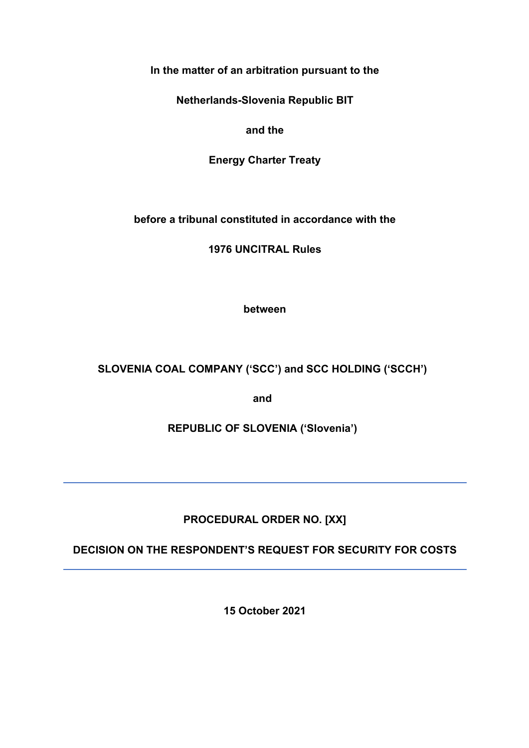**In the matter of an arbitration pursuant to the**

**Netherlands-Slovenia Republic BIT**

**and the**

**Energy Charter Treaty**

**before a tribunal constituted in accordance with the**

**1976 UNCITRAL Rules**

**between**

**SLOVENIA COAL COMPANY ('SCC') and SCC HOLDING ('SCCH')**

**and**

**REPUBLIC OF SLOVENIA ('Slovenia')**

---

**PROCEDURAL ORDER NO. [XX]**

**DECISION ON THE RESPONDENT'S REQUEST FOR SECURITY FOR COSTS**

---

**15 October 2021**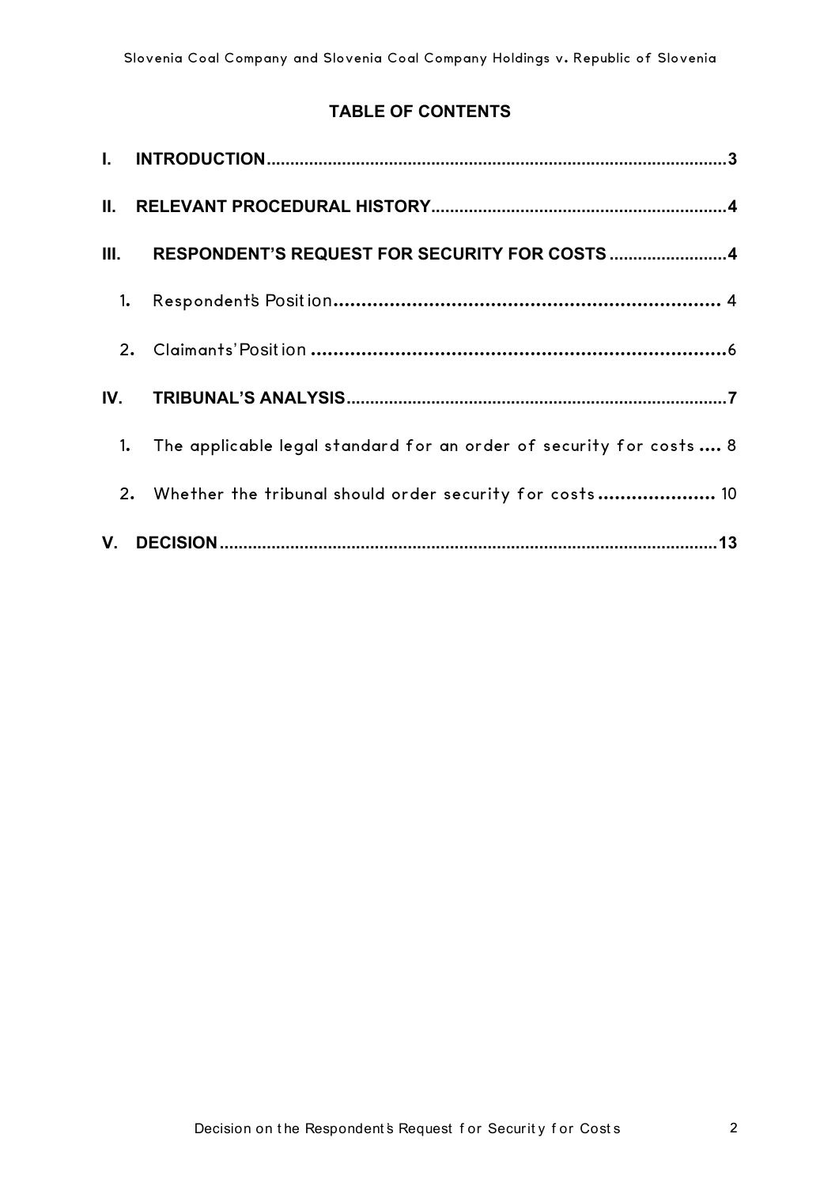## TABLE OF CONTENTS

I. INTRODUCTION ..... 3

II. RELEVANT PROCEDURAL HISTORY ..... 4

III. RESPONDENT'S REQUEST FOR SECURITY FOR COSTS ..... 4

1. Respondent's Position ..... 4
2. Claimants' Position ..... 6

IV. TRIBUNAL'S ANALYSIS ..... 7

1. The applicable legal standard for an order of security for costs ..... 8
2. Whether the tribunal should order security for costs ..... 10

V. DECISION ..... 13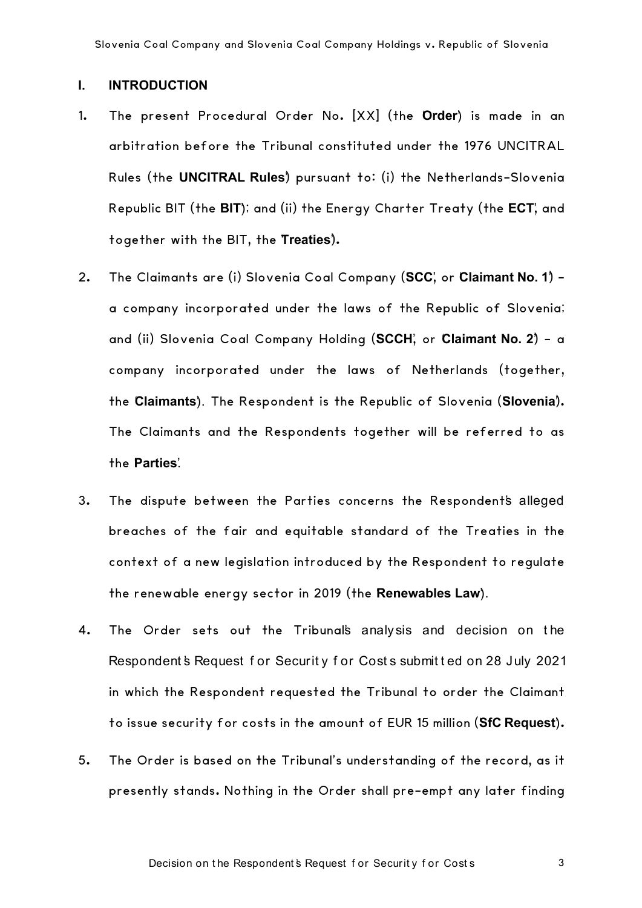## I. INTRODUCTION

1. The present Procedural Order No. [XX] (the **Order**) is made in an arbitration before the Tribunal constituted under the 1976 UNCITRAL Rules (the **UNCITRAL Rules**) pursuant to: (i) the Netherlands-Slovenia Republic BIT (the **BIT**); and (ii) the Energy Charter Treaty (the **ECT**, and together with the BIT, the **Treaties**).

2. The Claimants are (i) Slovenia Coal Company (**SCC**, or **Claimant No. 1**) - a company incorporated under the laws of the Republic of Slovenia; and (ii) Slovenia Coal Company Holding (**SCCH**, or **Claimant No. 2**) - a company incorporated under the laws of Netherlands (together, the **Claimants**). The Respondent is the Republic of Slovenia (**Slovenia**). The Claimants and the Respondents together will be referred to as the **Parties**.

3. The dispute between the Parties concerns the Respondent's alleged breaches of the fair and equitable standard of the Treaties in the context of a new legislation introduced by the Respondent to regulate the renewable energy sector in 2019 (the **Renewables Law**).

4. The Order sets out the Tribunal's analysis and decision on the Respondent's Request for Security for Costs submitted on 28 July 2021 in which the Respondent requested the Tribunal to order the Claimant to issue security for costs in the amount of EUR 15 million (**SfC Request**).

5. The Order is based on the Tribunal's understanding of the record, as it presently stands. Nothing in the Order shall pre-empt any later finding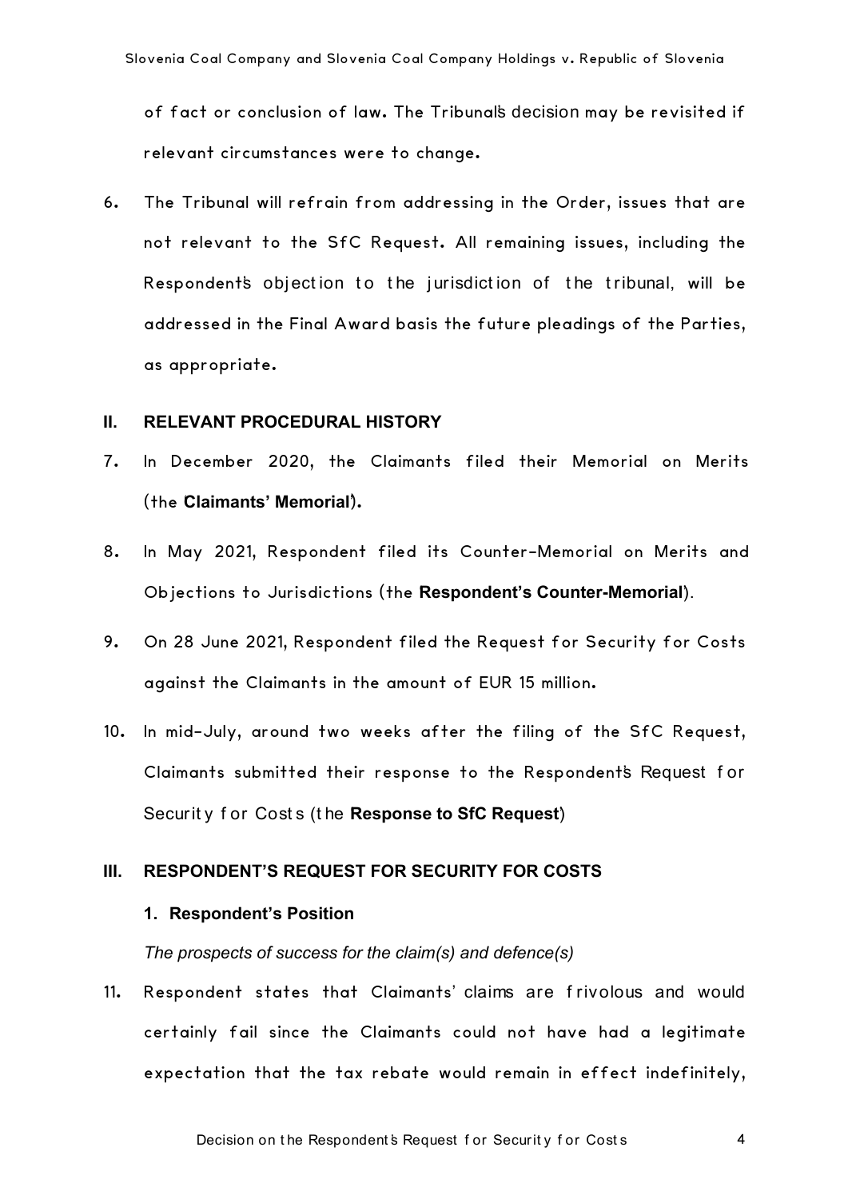of fact or conclusion of law. The Tribunal's decision may be revisited if relevant circumstances were to change.

6. The Tribunal will refrain from addressing in the Order, issues that are not relevant to the SfC Request. All remaining issues, including the Respondent's objection to the jurisdiction of the tribunal, will be addressed in the Final Award basis the future pleadings of the Parties, as appropriate.

## II. RELEVANT PROCEDURAL HISTORY

7. In December 2020, the Claimants filed their Memorial on Merits (the **Claimants' Memorial**).

8. In May 2021, Respondent filed its Counter-Memorial on Merits and Objections to Jurisdictions (the **Respondent's Counter-Memorial**).

9. On 28 June 2021, Respondent filed the Request for Security for Costs against the Claimants in the amount of EUR 15 million.

10. In mid-July, around two weeks after the filing of the SfC Request, Claimants submitted their response to the Respondent's Request for Security for Costs (the **Response to SfC Request**)

## III. RESPONDENT'S REQUEST FOR SECURITY FOR COSTS

### 1. Respondent's Position

*The prospects of success for the claim(s) and defence(s)*

11. Respondent states that Claimants' claims are frivolous and would certainly fail since the Claimants could not have had a legitimate expectation that the tax rebate would remain in effect indefinitely,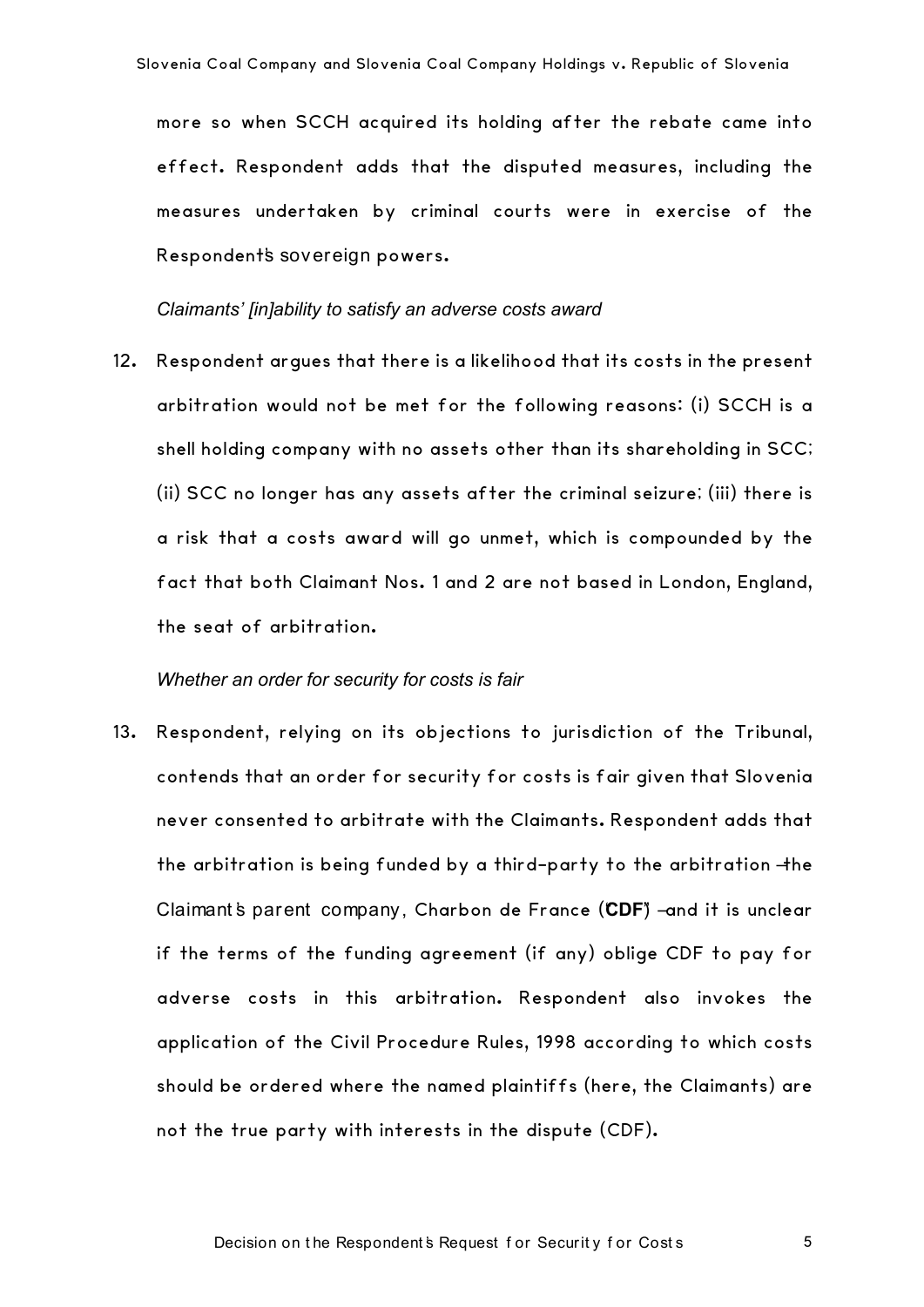more so when SCCH acquired its holding after the rebate came into effect. Respondent adds that the disputed measures, including the measures undertaken by criminal courts were in exercise of the Respondent's sovereign powers.

*Claimants' [in]ability to satisfy an adverse costs award*

12. Respondent argues that there is a likelihood that its costs in the present arbitration would not be met for the following reasons: (i) SCCH is a shell holding company with no assets other than its shareholding in SCC; (ii) SCC no longer has any assets after the criminal seizure; (iii) there is a risk that a costs award will go unmet, which is compounded by the fact that both Claimant Nos. 1 and 2 are not based in London, England, the seat of arbitration.

*Whether an order for security for costs is fair*

13. Respondent, relying on its objections to jurisdiction of the Tribunal, contends that an order for security for costs is fair given that Slovenia never consented to arbitrate with the Claimants. Respondent adds that the arbitration is being funded by a third-party to the arbitration – the Claimant's parent company, Charbon de France ("**CDF**") – and it is unclear if the terms of the funding agreement (if any) oblige CDF to pay for adverse costs in this arbitration. Respondent also invokes the application of the Civil Procedure Rules, 1998 according to which costs should be ordered where the named plaintiffs (here, the Claimants) are not the true party with interests in the dispute (CDF).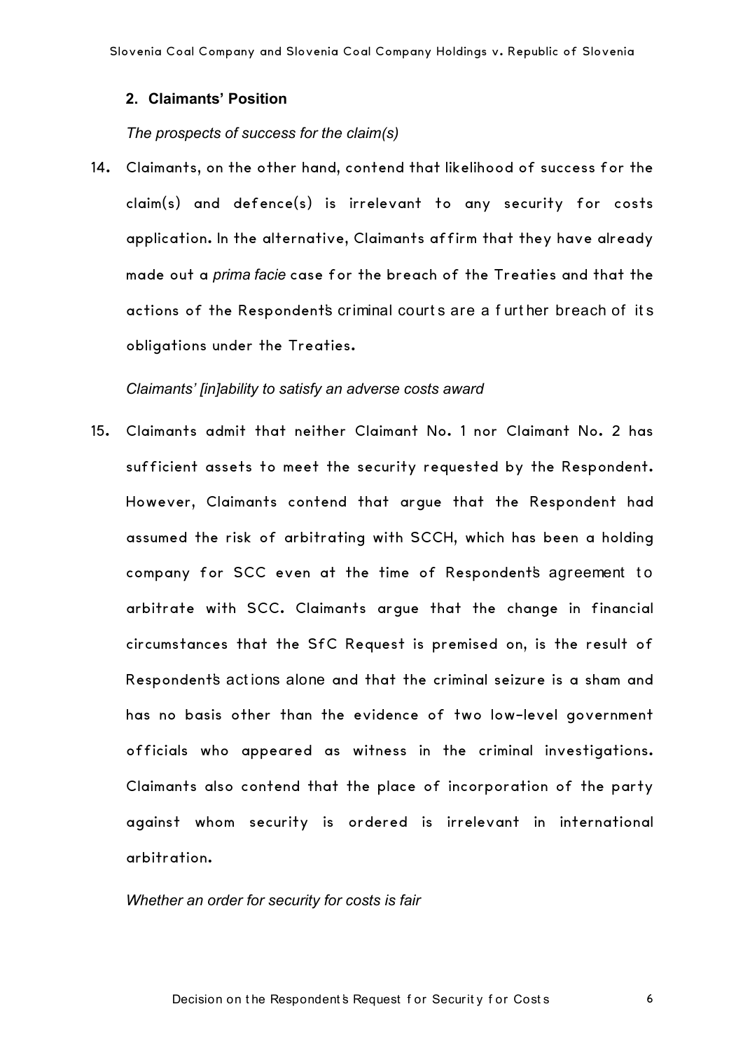## 2. Claimants' Position

*The prospects of success for the claim(s)*

14. Claimants, on the other hand, contend that likelihood of success for the claim(s) and defence(s) is irrelevant to any security for costs application. In the alternative, Claimants affirm that they have already made out a *prima facie* case for the breach of the Treaties and that the actions of the Respondent's criminal courts are a further breach of its obligations under the Treaties.

*Claimants' [in]ability to satisfy an adverse costs award*

15. Claimants admit that neither Claimant No. 1 nor Claimant No. 2 has sufficient assets to meet the security requested by the Respondent. However, Claimants contend that argue that the Respondent had assumed the risk of arbitrating with SCCH, which has been a holding company for SCC even at the time of Respondent's agreement to arbitrate with SCC. Claimants argue that the change in financial circumstances that the SfC Request is premised on, is the result of Respondent's actions alone and that the criminal seizure is a sham and has no basis other than the evidence of two low-level government officials who appeared as witness in the criminal investigations. Claimants also contend that the place of incorporation of the party against whom security is ordered is irrelevant in international arbitration.

*Whether an order for security for costs is fair*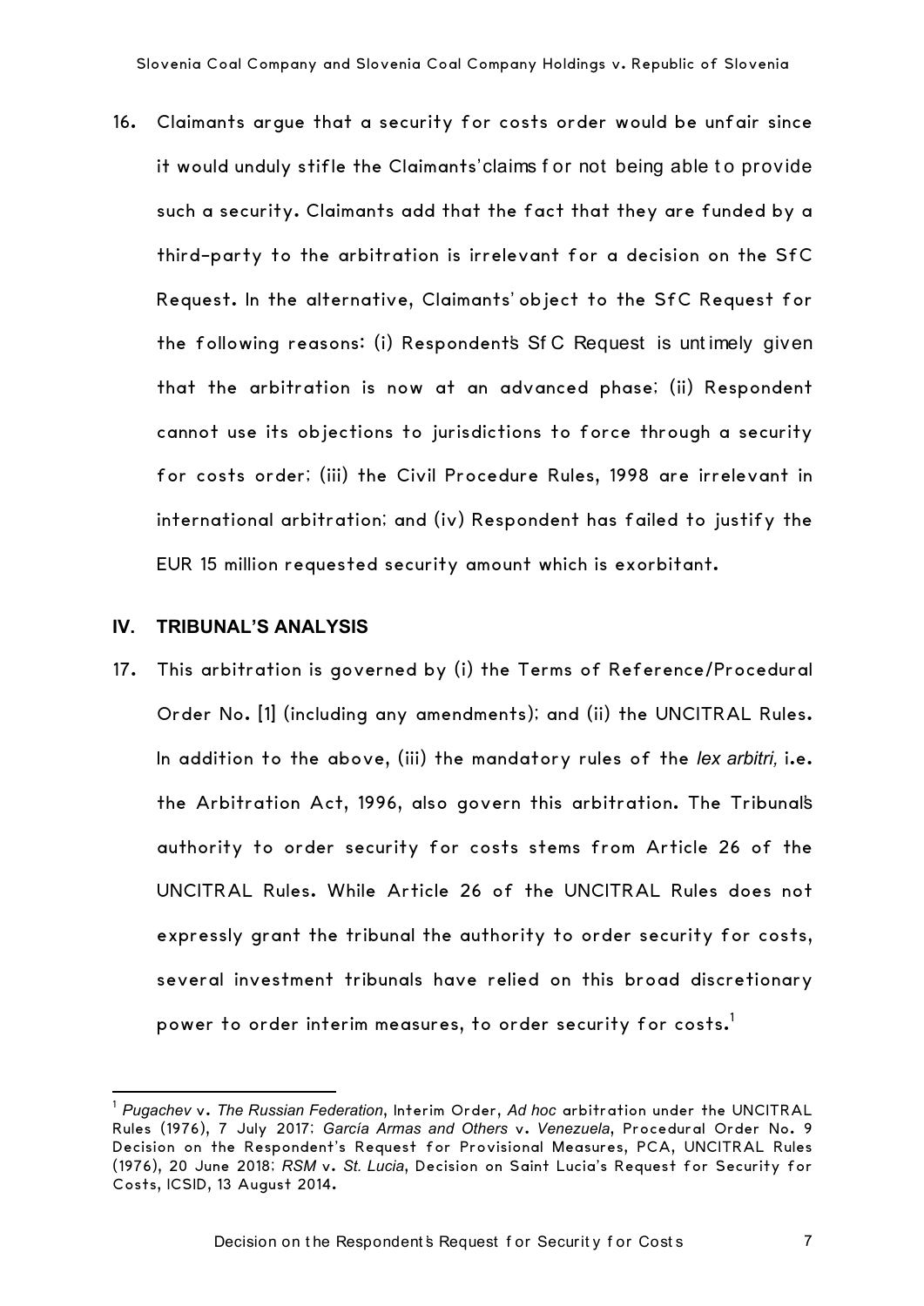16. Claimants argue that a security for costs order would be unfair since it would unduly stifle the Claimants' claims for not being able to provide such a security. Claimants add that the fact that they are funded by a third-party to the arbitration is irrelevant for a decision on the SfC Request. In the alternative, Claimants' object to the SfC Request for the following reasons: (i) Respondent's SfC Request is untimely given that the arbitration is now at an advanced phase; (ii) Respondent cannot use its objections to jurisdictions to force through a security for costs order; (iii) the Civil Procedure Rules, 1998 are irrelevant in international arbitration; and (iv) Respondent has failed to justify the EUR 15 million requested security amount which is exorbitant.

## IV. TRIBUNAL'S ANALYSIS

17. This arbitration is governed by (i) the Terms of Reference/Procedural Order No. [1] (including any amendments); and (ii) the UNCITRAL Rules. In addition to the above, (iii) the mandatory rules of the *lex arbitri,* i.e. the Arbitration Act, 1996, also govern this arbitration. The Tribunal's authority to order security for costs stems from Article 26 of the UNCITRAL Rules. While Article 26 of the UNCITRAL Rules does not expressly grant the tribunal the authority to order security for costs, several investment tribunals have relied on this broad discretionary power to order interim measures, to order security for costs.[1]

[1] *Pugachev* v. *The Russian Federation*, Interim Order, *Ad hoc* arbitration under the UNCITRAL Rules (1976), 7 July 2017; *García Armas and Others* v. *Venezuela*, Procedural Order No. 9 Decision on the Respondent's Request for Provisional Measures, PCA, UNCITRAL Rules (1976), 20 June 2018; *RSM* v. *St. Lucia*, Decision on Saint Lucia's Request for Security for Costs, ICSID, 13 August 2014.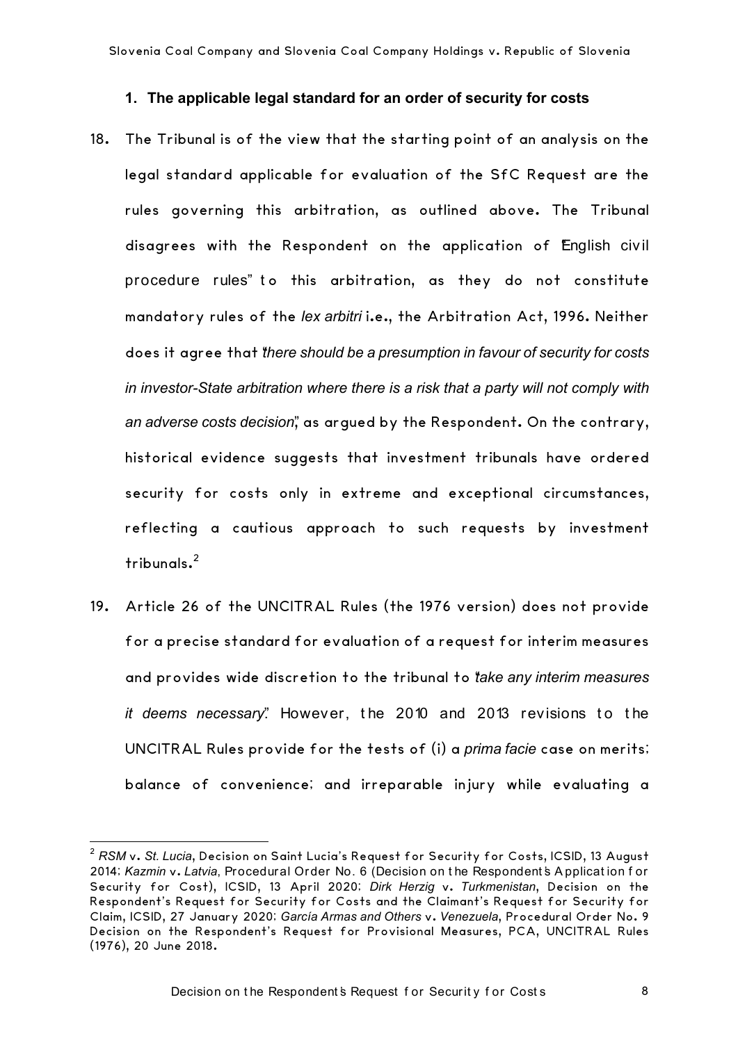## 1. The applicable legal standard for an order of security for costs

18. The Tribunal is of the view that the starting point of an analysis on the legal standard applicable for evaluation of the SfC Request are the rules governing this arbitration, as outlined above. The Tribunal disagrees with the Respondent on the application of "English civil procedure rules" to this arbitration, as they do not constitute mandatory rules of the *lex arbitri* i.e., the Arbitration Act, 1996. Neither does it agree that "*there should be a presumption in favour of security for costs in investor-State arbitration where there is a risk that a party will not comply with an adverse costs decision*", as argued by the Respondent. On the contrary, historical evidence suggests that investment tribunals have ordered security for costs only in extreme and exceptional circumstances, reflecting a cautious approach to such requests by investment tribunals.[2]

19. Article 26 of the UNCITRAL Rules (the 1976 version) does not provide for a precise standard for evaluation of a request for interim measures and provides wide discretion to the tribunal to "*take any interim measures it deems necessary*". However, the 2010 and 2013 revisions to the UNCITRAL Rules provide for the tests of (i) a *prima facie* case on merits; balance of convenience; and irreparable injury while evaluating a

---

[2] *RSM* v. *St. Lucia*, Decision on Saint Lucia's Request for Security for Costs, ICSID, 13 August 2014; *Kazmin* v. *Latvia*, Procedural Order No. 6 (Decision on the Respondent's Application for Security for Cost), ICSID, 13 April 2020; *Dirk Herzig* v. *Turkmenistan*, Decision on the Respondent's Request for Security for Costs and the Claimant's Request for Security for Claim, ICSID, 27 January 2020; *García Armas and Others* v. *Venezuela*, Procedural Order No. 9 Decision on the Respondent's Request for Provisional Measures, PCA, UNCITRAL Rules (1976), 20 June 2018.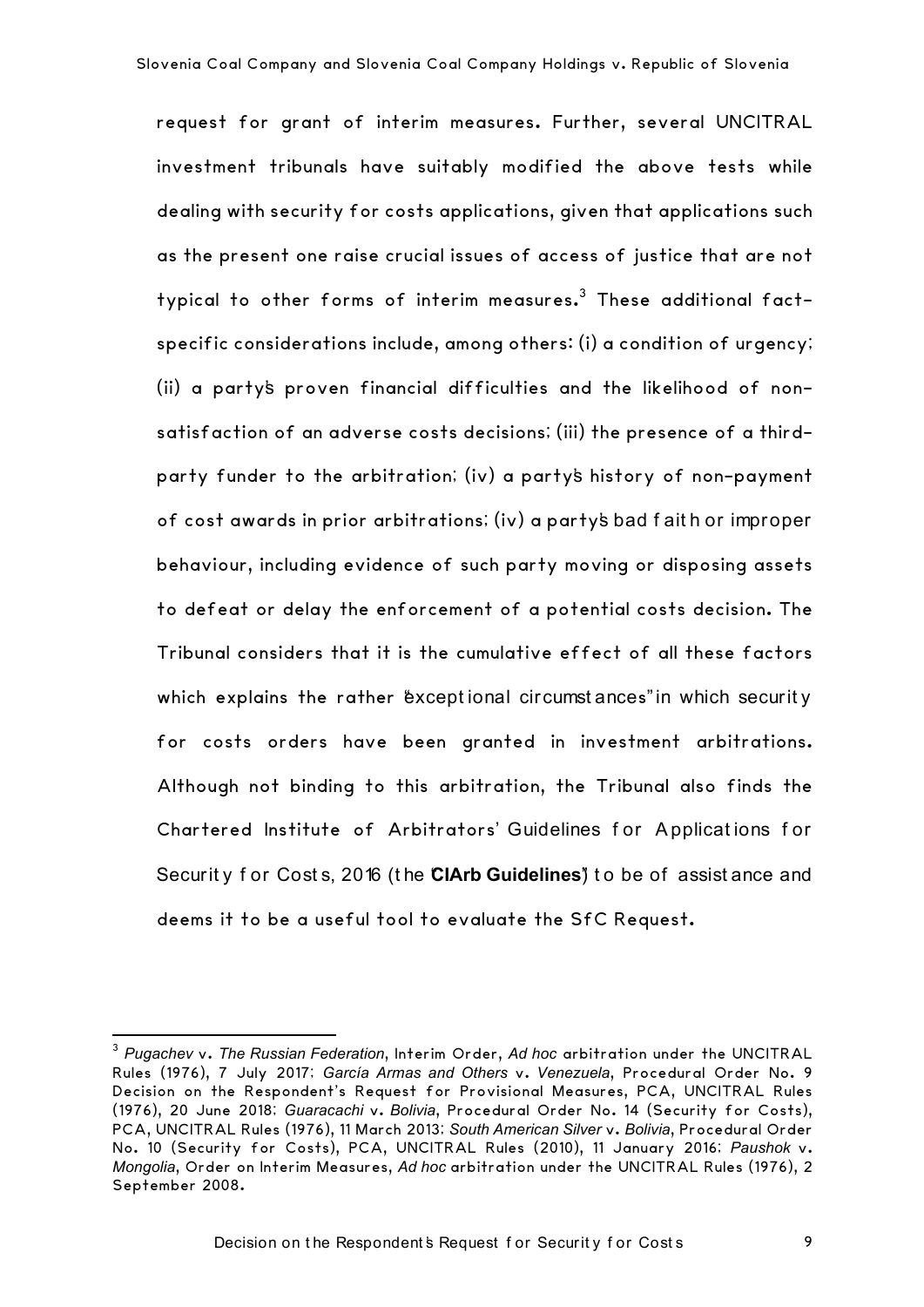request for grant of interim measures. Further, several UNCITRAL investment tribunals have suitably modified the above tests while dealing with security for costs applications, given that applications such as the present one raise crucial issues of access of justice that are not typical to other forms of interim measures.[3] These additional fact-specific considerations include, among others: (i) a condition of urgency; (ii) a party's proven financial difficulties and the likelihood of non-satisfaction of an adverse costs decisions; (iii) the presence of a third-party funder to the arbitration; (iv) a party's history of non-payment of cost awards in prior arbitrations; (iv) a party's bad faith or improper behaviour, including evidence of such party moving or disposing assets to defeat or delay the enforcement of a potential costs decision. The Tribunal considers that it is the cumulative effect of all these factors which explains the rather "exceptional circumstances" in which security for costs orders have been granted in investment arbitrations. Although not binding to this arbitration, the Tribunal also finds the Chartered Institute of Arbitrators' Guidelines for Applications for Security for Costs, 2016 (the "**CIArb Guidelines**") to be of assistance and deems it to be a useful tool to evaluate the SfC Request.

---

[3] *Pugachev* v. *The Russian Federation*, Interim Order, *Ad hoc* arbitration under the UNCITRAL Rules (1976), 7 July 2017; *García Armas and Others* v. *Venezuela*, Procedural Order No. 9 Decision on the Respondent's Request for Provisional Measures, PCA, UNCITRAL Rules (1976), 20 June 2018; *Guaracachi* v. *Bolivia*, Procedural Order No. 14 (Security for Costs), PCA, UNCITRAL Rules (1976), 11 March 2013; *South American Silver* v. *Bolivia*, Procedural Order No. 10 (Security for Costs), PCA, UNCITRAL Rules (2010), 11 January 2016; *Paushok* v. *Mongolia*, Order on Interim Measures, *Ad hoc* arbitration under the UNCITRAL Rules (1976), 2 September 2008.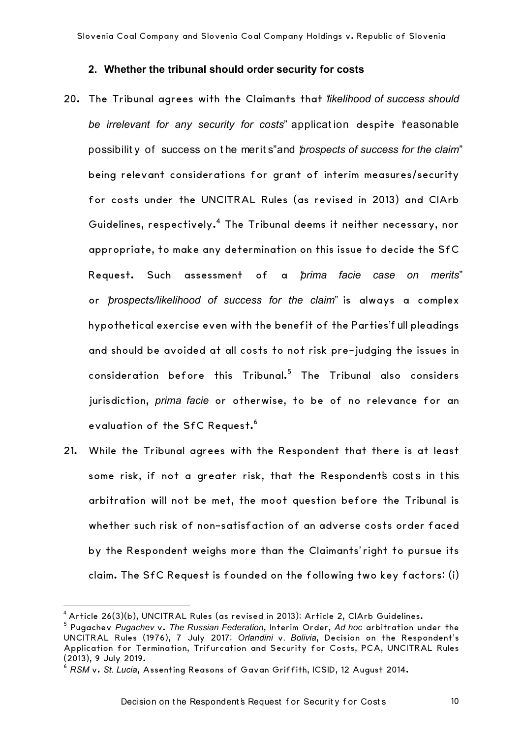## 2. Whether the tribunal should order security for costs

20. The Tribunal agrees with the Claimants that "*likelihood of success should be irrelevant for any security for costs*" application despite "reasonable possibility of success on the merits" and "*prospects of success for the claim*" being relevant considerations for grant of interim measures/security for costs under the UNCITRAL Rules (as revised in 2013) and CIArb Guidelines, respectively.[4] The Tribunal deems it neither necessary, nor appropriate, to make any determination on this issue to decide the SfC Request. Such assessment of a "*prima facie case on merits*" or "*prospects/likelihood of success for the claim*" is always a complex hypothetical exercise even with the benefit of the Parties' full pleadings and should be avoided at all costs to not risk pre-judging the issues in consideration before this Tribunal.[5] The Tribunal also considers jurisdiction, *prima facie* or otherwise, to be of no relevance for an evaluation of the SfC Request.[6]

21. While the Tribunal agrees with the Respondent that there is at least some risk, if not a greater risk, that the Respondent's costs in this arbitration will not be met, the moot question before the Tribunal is whether such risk of non-satisfaction of an adverse costs order faced by the Respondent weighs more than the Claimants' right to pursue its claim. The SfC Request is founded on the following two key factors: (i)

---

[4] Article 26(3)(b), UNCITRAL Rules (as revised in 2013); Article 2, CIArb Guidelines.

[5] Pugachev *Pugachev* v. *The Russian Federation*, Interim Order, *Ad hoc* arbitration under the UNCITRAL Rules (1976), 7 July 2017; *Orlandini* v. *Bolivia*, Decision on the Respondent's Application for Termination, Trifurcation and Security for Costs, PCA, UNCITRAL Rules (2013), 9 July 2019.

[6] *RSM* v. *St. Lucia*, Assenting Reasons of Gavan Griffith, ICSID, 12 August 2014.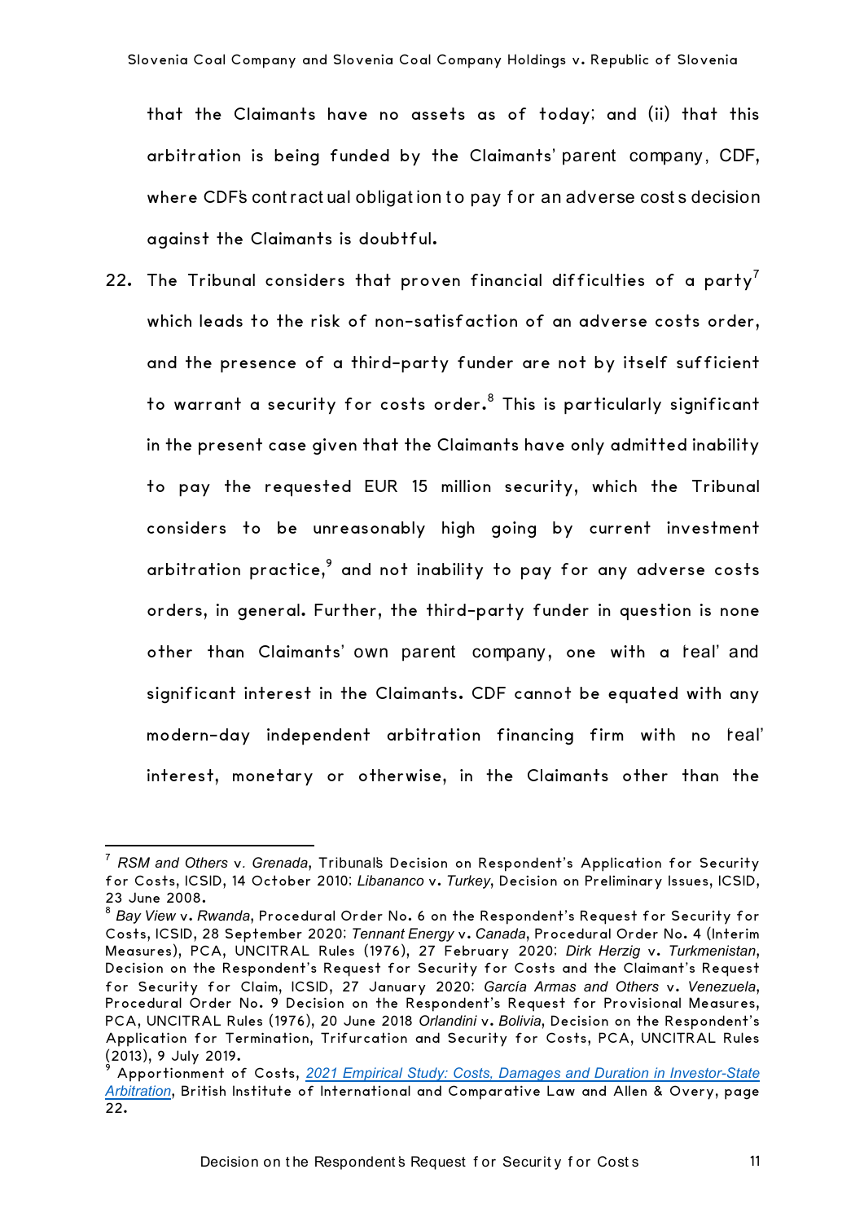that the Claimants have no assets as of today; and (ii) that this arbitration is being funded by the Claimants' parent company, CDF, where CDF's contractual obligation to pay for an adverse costs decision against the Claimants is doubtful.

22. The Tribunal considers that proven financial difficulties of a party[7] which leads to the risk of non-satisfaction of an adverse costs order, and the presence of a third-party funder are not by itself sufficient to warrant a security for costs order.[8] This is particularly significant in the present case given that the Claimants have only admitted inability to pay the requested EUR 15 million security, which the Tribunal considers to be unreasonably high going by current investment arbitration practice,[9] and not inability to pay for any adverse costs orders, in general. Further, the third-party funder in question is none other than Claimants' own parent company, one with a 'real' and significant interest in the Claimants. CDF cannot be equated with any modern-day independent arbitration financing firm with no 'real' interest, monetary or otherwise, in the Claimants other than the

---

[7] *RSM and Others* v. *Grenada*, Tribunal's Decision on Respondent's Application for Security for Costs, ICSID, 14 October 2010; *Libananco* v. *Turkey*, Decision on Preliminary Issues, ICSID, 23 June 2008.

[8] *Bay View* v. *Rwanda*, Procedural Order No. 6 on the Respondent's Request for Security for Costs, ICSID, 28 September 2020; *Tennant Energy* v. *Canada*, Procedural Order No. 4 (Interim Measures), PCA, UNCITRAL Rules (1976), 27 February 2020; *Dirk Herzig* v. *Turkmenistan*, Decision on the Respondent's Request for Security for Costs and the Claimant's Request for Security for Claim, ICSID, 27 January 2020; *García Armas and Others* v. *Venezuela*, Procedural Order No. 9 Decision on the Respondent's Request for Provisional Measures, PCA, UNCITRAL Rules (1976), 20 June 2018 *Orlandini* v. *Bolivia*, Decision on the Respondent's Application for Termination, Trifurcation and Security for Costs, PCA, UNCITRAL Rules (2013), 9 July 2019.

[9] Apportionment of Costs, *2021 Empirical Study: Costs, Damages and Duration in Investor-State Arbitration*, British Institute of International and Comparative Law and Allen & Overy, page 22.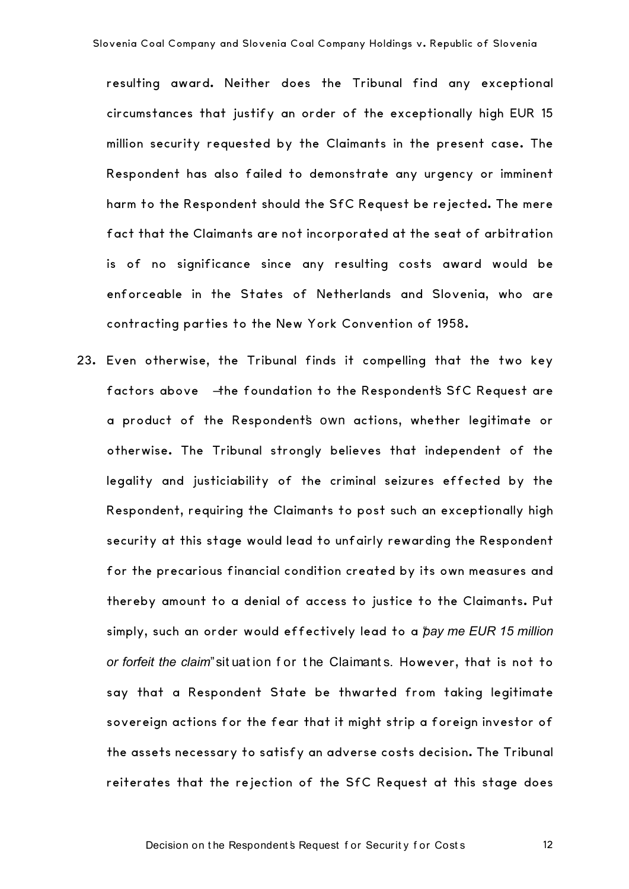resulting award. Neither does the Tribunal find any exceptional circumstances that justify an order of the exceptionally high EUR 15 million security requested by the Claimants in the present case. The Respondent has also failed to demonstrate any urgency or imminent harm to the Respondent should the SfC Request be rejected. The mere fact that the Claimants are not incorporated at the seat of arbitration is of no significance since any resulting costs award would be enforceable in the States of Netherlands and Slovenia, who are contracting parties to the New York Convention of 1958.

23. Even otherwise, the Tribunal finds it compelling that the two key factors above – the foundation to the Respondent's SfC Request are a product of the Respondent's own actions, whether legitimate or otherwise. The Tribunal strongly believes that independent of the legality and justiciability of the criminal seizures effected by the Respondent, requiring the Claimants to post such an exceptionally high security at this stage would lead to unfairly rewarding the Respondent for the precarious financial condition created by its own measures and thereby amount to a denial of access to justice to the Claimants. Put simply, such an order would effectively lead to a "*pay me EUR 15 million or forfeit the claim*" situation for the Claimants. However, that is not to say that a Respondent State be thwarted from taking legitimate sovereign actions for the fear that it might strip a foreign investor of the assets necessary to satisfy an adverse costs decision. The Tribunal reiterates that the rejection of the SfC Request at this stage does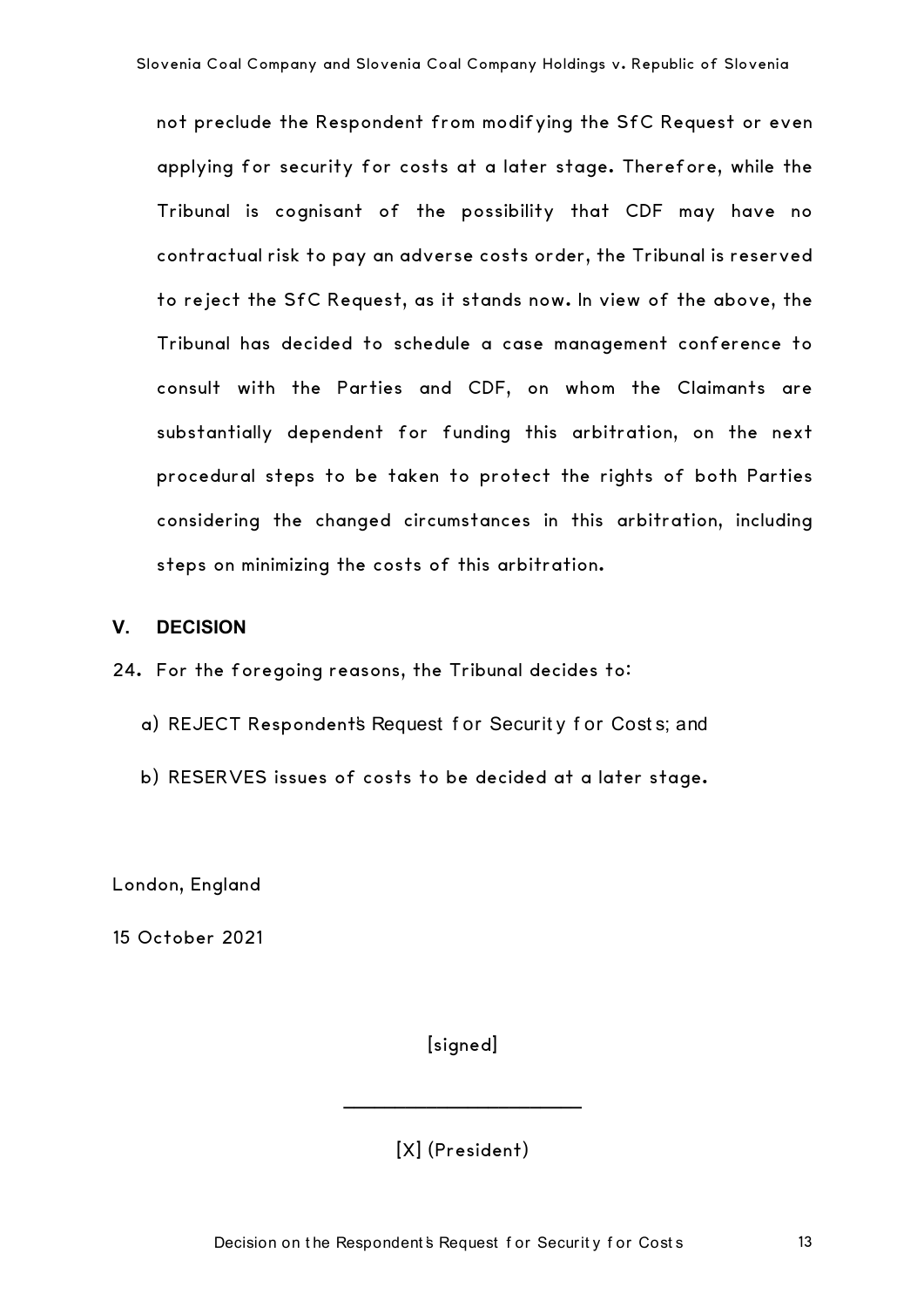not preclude the Respondent from modifying the SfC Request or even applying for security for costs at a later stage. Therefore, while the Tribunal is cognisant of the possibility that CDF may have no contractual risk to pay an adverse costs order, the Tribunal is reserved to reject the SfC Request, as it stands now. In view of the above, the Tribunal has decided to schedule a case management conference to consult with the Parties and CDF, on whom the Claimants are substantially dependent for funding this arbitration, on the next procedural steps to be taken to protect the rights of both Parties considering the changed circumstances in this arbitration, including steps on minimizing the costs of this arbitration.

## V. DECISION

24. For the foregoing reasons, the Tribunal decides to:

   a) REJECT Respondent's Request for Security for Costs; and

   b) RESERVES issues of costs to be decided at a later stage.

London, England

15 October 2021

[signed]

\_\_\_\_\_\_\_\_\_\_\_\_\_\_\_\_\_\_\_\_\_\_

[X] (President)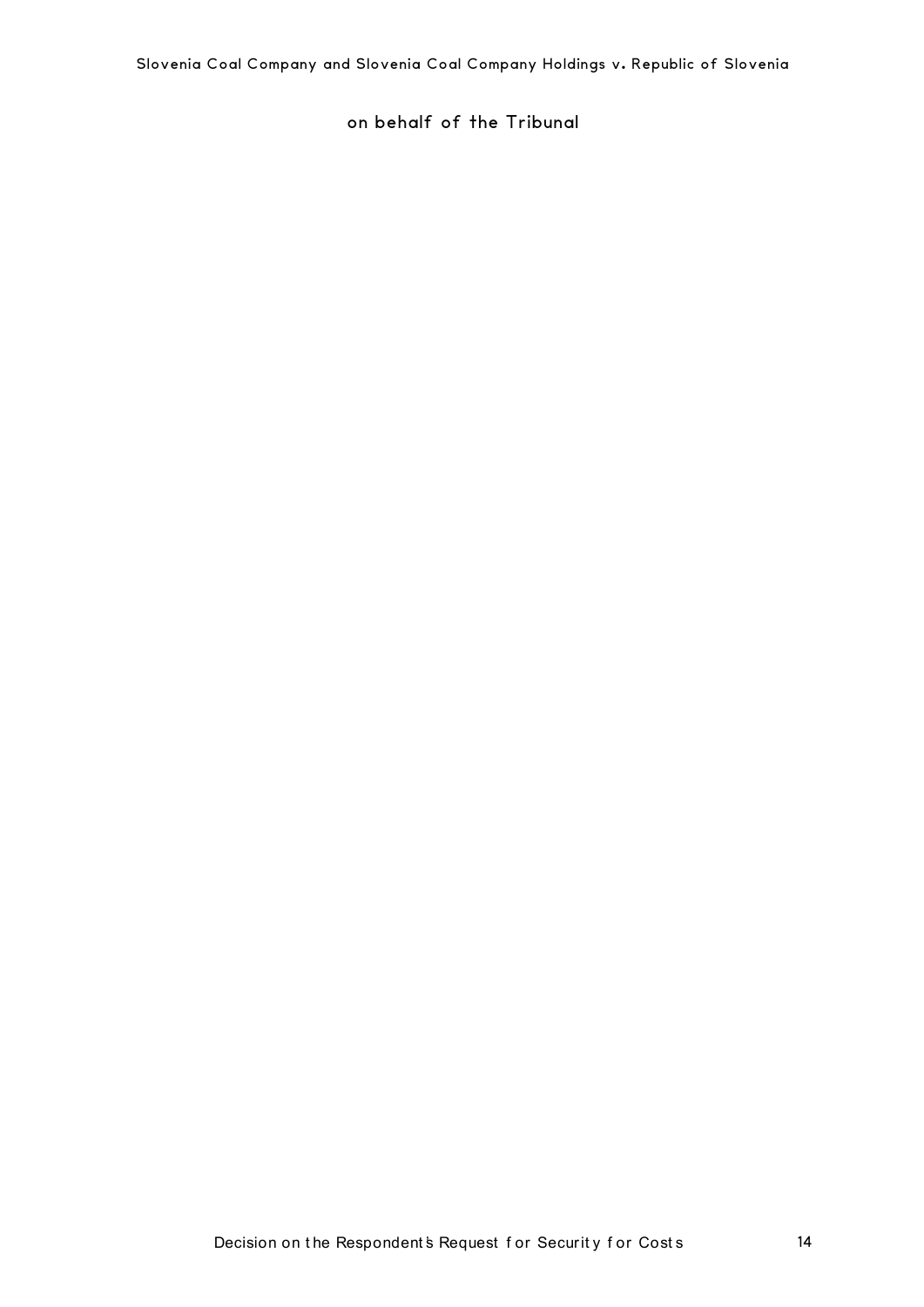on behalf of the Tribunal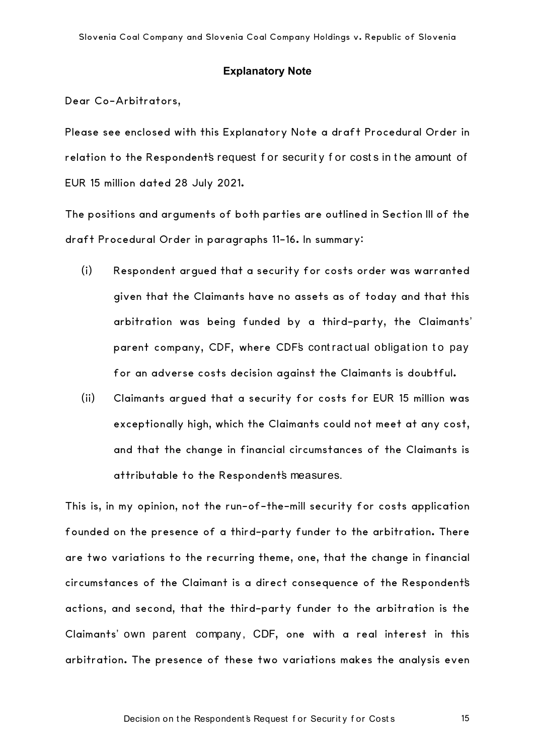## Explanatory Note

Dear Co-Arbitrators,

Please see enclosed with this Explanatory Note a draft Procedural Order in relation to the Respondent's request for security for costs in the amount of EUR 15 million dated 28 July 2021.

The positions and arguments of both parties are outlined in Section III of the draft Procedural Order in paragraphs 11-16. In summary:

- (i) Respondent argued that a security for costs order was warranted given that the Claimants have no assets as of today and that this arbitration was being funded by a third-party, the Claimants' parent company, CDF, where CDF's contractual obligation to pay for an adverse costs decision against the Claimants is doubtful.
- (ii) Claimants argued that a security for costs for EUR 15 million was exceptionally high, which the Claimants could not meet at any cost, and that the change in financial circumstances of the Claimants is attributable to the Respondent's measures.

This is, in my opinion, not the run-of-the-mill security for costs application founded on the presence of a third-party funder to the arbitration. There are two variations to the recurring theme, one, that the change in financial circumstances of the Claimant is a direct consequence of the Respondent's actions, and second, that the third-party funder to the arbitration is the Claimants' own parent company, CDF, one with a real interest in this arbitration. The presence of these two variations makes the analysis even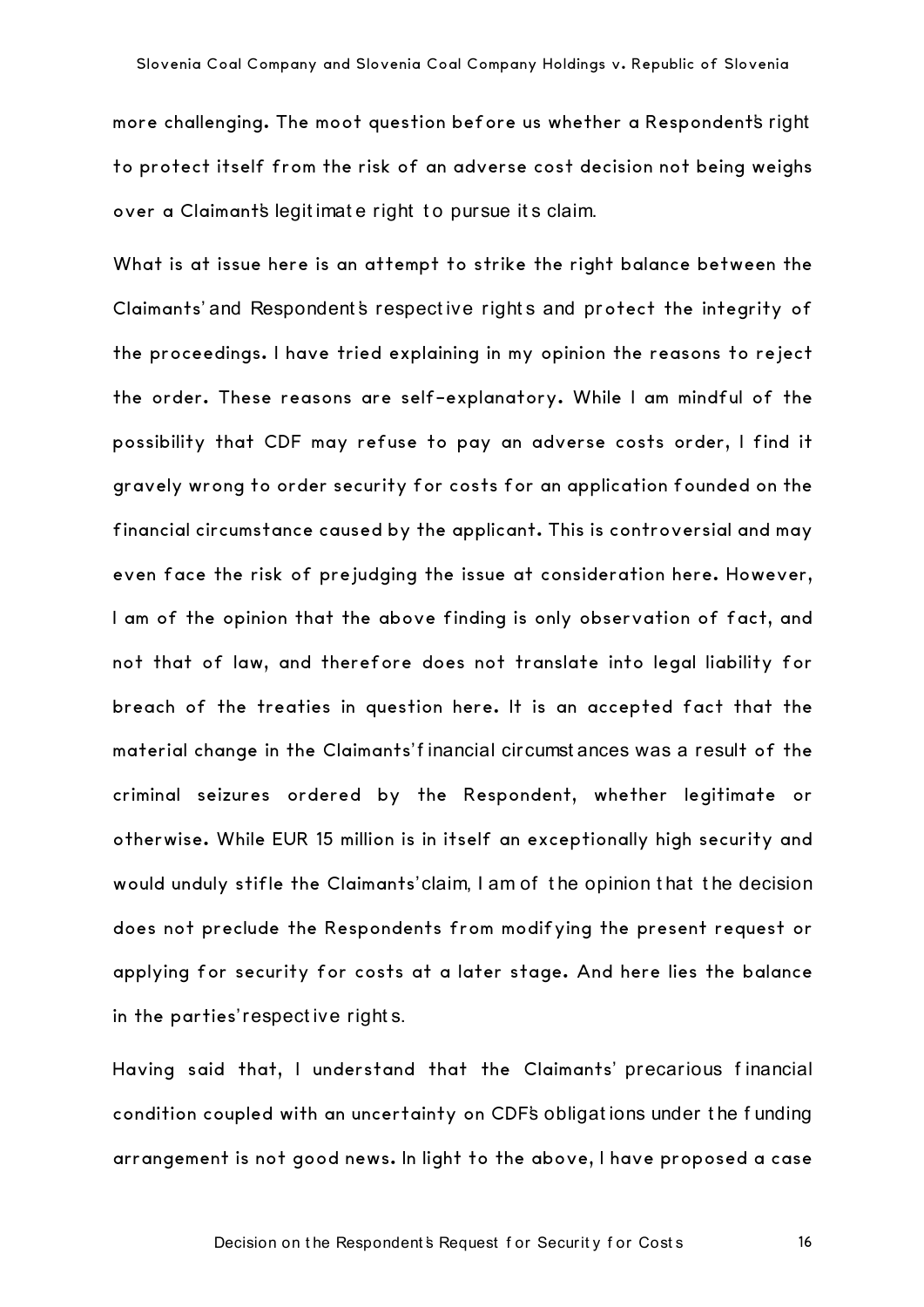more challenging. The moot question before us whether a Respondent's right to protect itself from the risk of an adverse cost decision not being weighs over a Claimant's legitimate right to pursue its claim.

What is at issue here is an attempt to strike the right balance between the Claimants' and Respondent's respective rights and protect the integrity of the proceedings. I have tried explaining in my opinion the reasons to reject the order. These reasons are self-explanatory. While I am mindful of the possibility that CDF may refuse to pay an adverse costs order, I find it gravely wrong to order security for costs for an application founded on the financial circumstance caused by the applicant. This is controversial and may even face the risk of prejudging the issue at consideration here. However, I am of the opinion that the above finding is only observation of fact, and not that of law, and therefore does not translate into legal liability for breach of the treaties in question here. It is an accepted fact that the material change in the Claimants' financial circumstances was a result of the criminal seizures ordered by the Respondent, whether legitimate or otherwise. While EUR 15 million is in itself an exceptionally high security and would unduly stifle the Claimants' claim, I am of the opinion that the decision does not preclude the Respondents from modifying the present request or applying for security for costs at a later stage. And here lies the balance in the parties' respective rights.

Having said that, I understand that the Claimants' precarious financial condition coupled with an uncertainty on CDF's obligations under the funding arrangement is not good news. In light to the above, I have proposed a case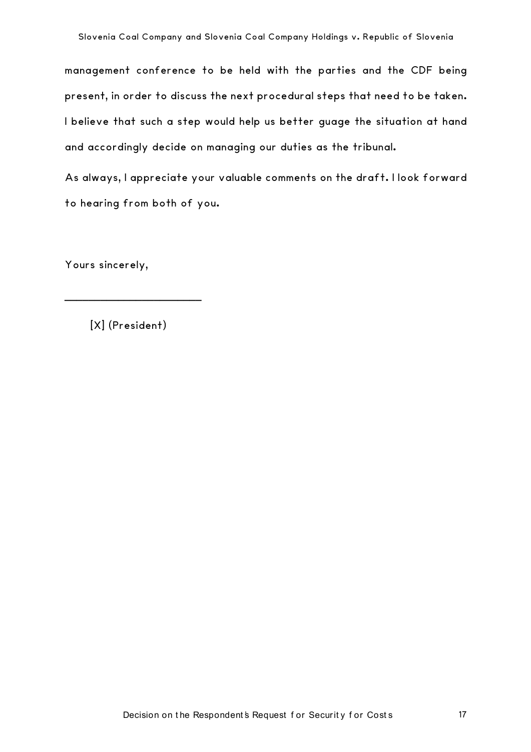management conference to be held with the parties and the CDF being present, in order to discuss the next procedural steps that need to be taken. I believe that such a step would help us better guage the situation at hand and accordingly decide on managing our duties as the tribunal.

As always, I appreciate your valuable comments on the draft. I look forward to hearing from both of you.

Yours sincerely,

____________________

[X] (President)